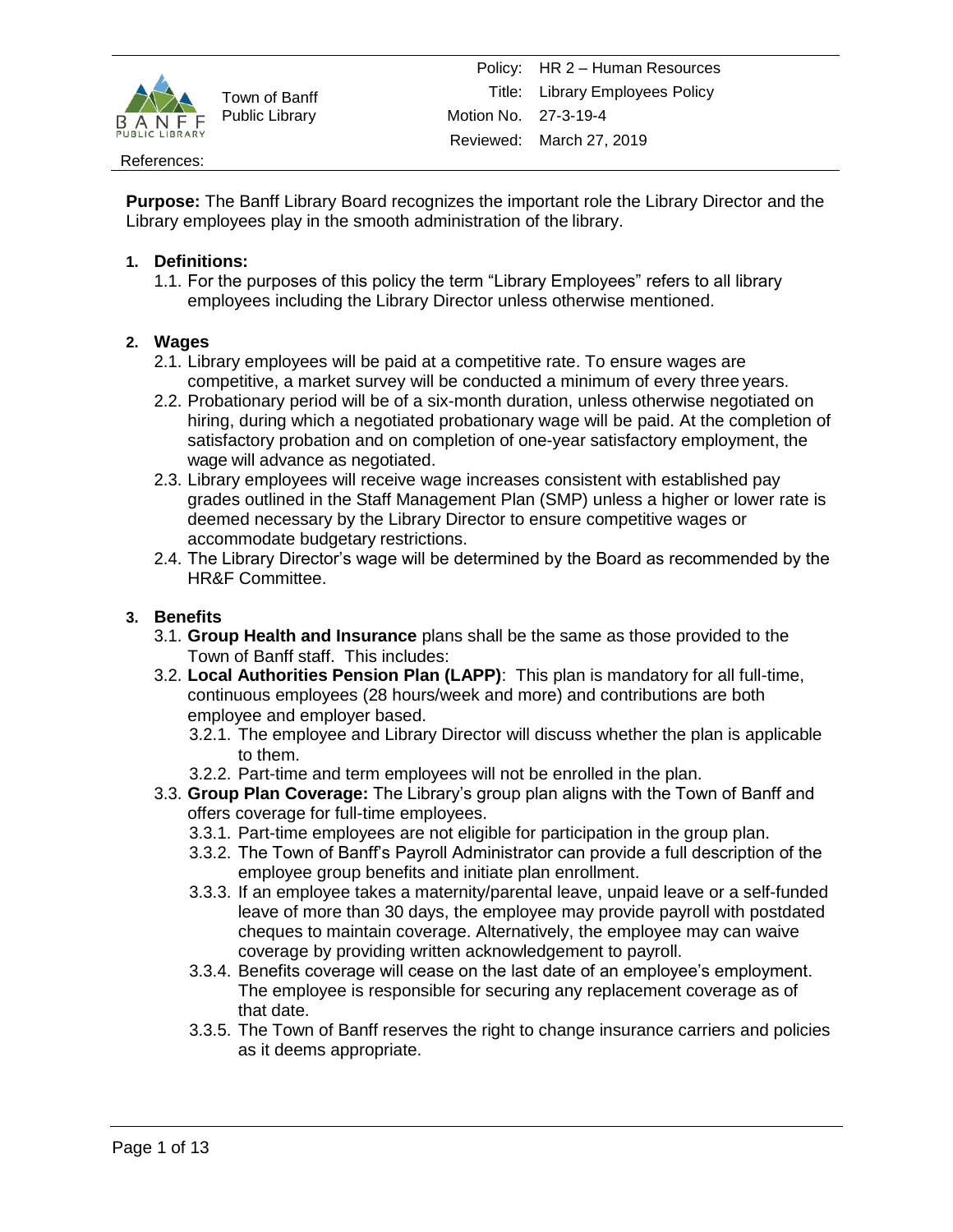Town of Banff Public Library

| | |
|---|---|
| Policy: | HR 2 – Human Resources |
| Title: | Library Employees Policy |
| Motion No. | 27-3-19-4 |
| Reviewed: | March 27, 2019 |

References:

**Purpose:** The Banff Library Board recognizes the important role the Library Director and the Library employees play in the smooth administration of the library.

1. **Definitions:**
   1.1. For the purposes of this policy the term "Library Employees" refers to all library employees including the Library Director unless otherwise mentioned.

2. **Wages**
   2.1. Library employees will be paid at a competitive rate. To ensure wages are competitive, a market survey will be conducted a minimum of every three years.
   2.2. Probationary period will be of a six-month duration, unless otherwise negotiated on hiring, during which a negotiated probationary wage will be paid. At the completion of satisfactory probation and on completion of one-year satisfactory employment, the wage will advance as negotiated.
   2.3. Library employees will receive wage increases consistent with established pay grades outlined in the Staff Management Plan (SMP) unless a higher or lower rate is deemed necessary by the Library Director to ensure competitive wages or accommodate budgetary restrictions.
   2.4. The Library Director's wage will be determined by the Board as recommended by the HR&F Committee.

3. **Benefits**
   3.1. **Group Health and Insurance** plans shall be the same as those provided to the Town of Banff staff. This includes:
   3.2. **Local Authorities Pension Plan (LAPP)**: This plan is mandatory for all full-time, continuous employees (28 hours/week and more) and contributions are both employee and employer based.
      3.2.1. The employee and Library Director will discuss whether the plan is applicable to them.
      3.2.2. Part-time and term employees will not be enrolled in the plan.
   3.3. **Group Plan Coverage:** The Library's group plan aligns with the Town of Banff and offers coverage for full-time employees.
      3.3.1. Part-time employees are not eligible for participation in the group plan.
      3.3.2. The Town of Banff's Payroll Administrator can provide a full description of the employee group benefits and initiate plan enrollment.
      3.3.3. If an employee takes a maternity/parental leave, unpaid leave or a self-funded leave of more than 30 days, the employee may provide payroll with postdated cheques to maintain coverage. Alternatively, the employee may can waive coverage by providing written acknowledgement to payroll.
      3.3.4. Benefits coverage will cease on the last date of an employee's employment. The employee is responsible for securing any replacement coverage as of that date.
      3.3.5. The Town of Banff reserves the right to change insurance carriers and policies as it deems appropriate.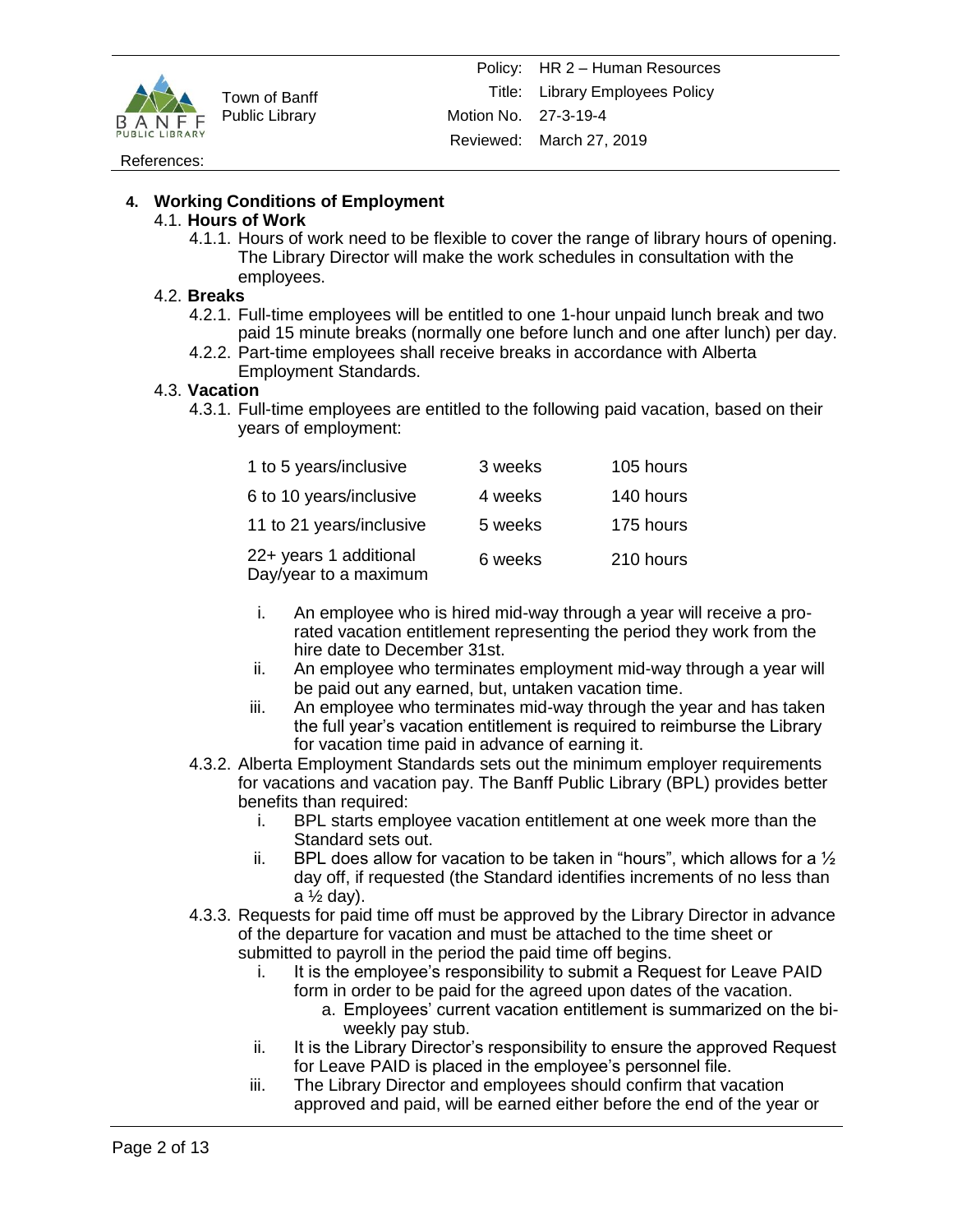## 4. Working Conditions of Employment

### 4.1. Hours of Work

4.1.1. Hours of work need to be flexible to cover the range of library hours of opening. The Library Director will make the work schedules in consultation with the employees.

### 4.2. Breaks

4.2.1. Full-time employees will be entitled to one 1-hour unpaid lunch break and two paid 15 minute breaks (normally one before lunch and one after lunch) per day.

4.2.2. Part-time employees shall receive breaks in accordance with Alberta Employment Standards.

### 4.3. Vacation

4.3.1. Full-time employees are entitled to the following paid vacation, based on their years of employment:

| | | |
|---|---|---|
| 1 to 5 years/inclusive | 3 weeks | 105 hours |
| 6 to 10 years/inclusive | 4 weeks | 140 hours |
| 11 to 21 years/inclusive | 5 weeks | 175 hours |
| 22+ years 1 additional Day/year to a maximum | 6 weeks | 210 hours |

i. An employee who is hired mid-way through a year will receive a pro-rated vacation entitlement representing the period they work from the hire date to December 31st.

ii. An employee who terminates employment mid-way through a year will be paid out any earned, but, untaken vacation time.

iii. An employee who terminates mid-way through the year and has taken the full year's vacation entitlement is required to reimburse the Library for vacation time paid in advance of earning it.

4.3.2. Alberta Employment Standards sets out the minimum employer requirements for vacations and vacation pay. The Banff Public Library (BPL) provides better benefits than required:

i. BPL starts employee vacation entitlement at one week more than the Standard sets out.

ii. BPL does allow for vacation to be taken in "hours", which allows for a ½ day off, if requested (the Standard identifies increments of no less than a ½ day).

4.3.3. Requests for paid time off must be approved by the Library Director in advance of the departure for vacation and must be attached to the time sheet or submitted to payroll in the period the paid time off begins.

i. It is the employee's responsibility to submit a Request for Leave PAID form in order to be paid for the agreed upon dates of the vacation.

   a. Employees' current vacation entitlement is summarized on the bi-weekly pay stub.

ii. It is the Library Director's responsibility to ensure the approved Request for Leave PAID is placed in the employee's personnel file.

iii. The Library Director and employees should confirm that vacation approved and paid, will be earned either before the end of the year or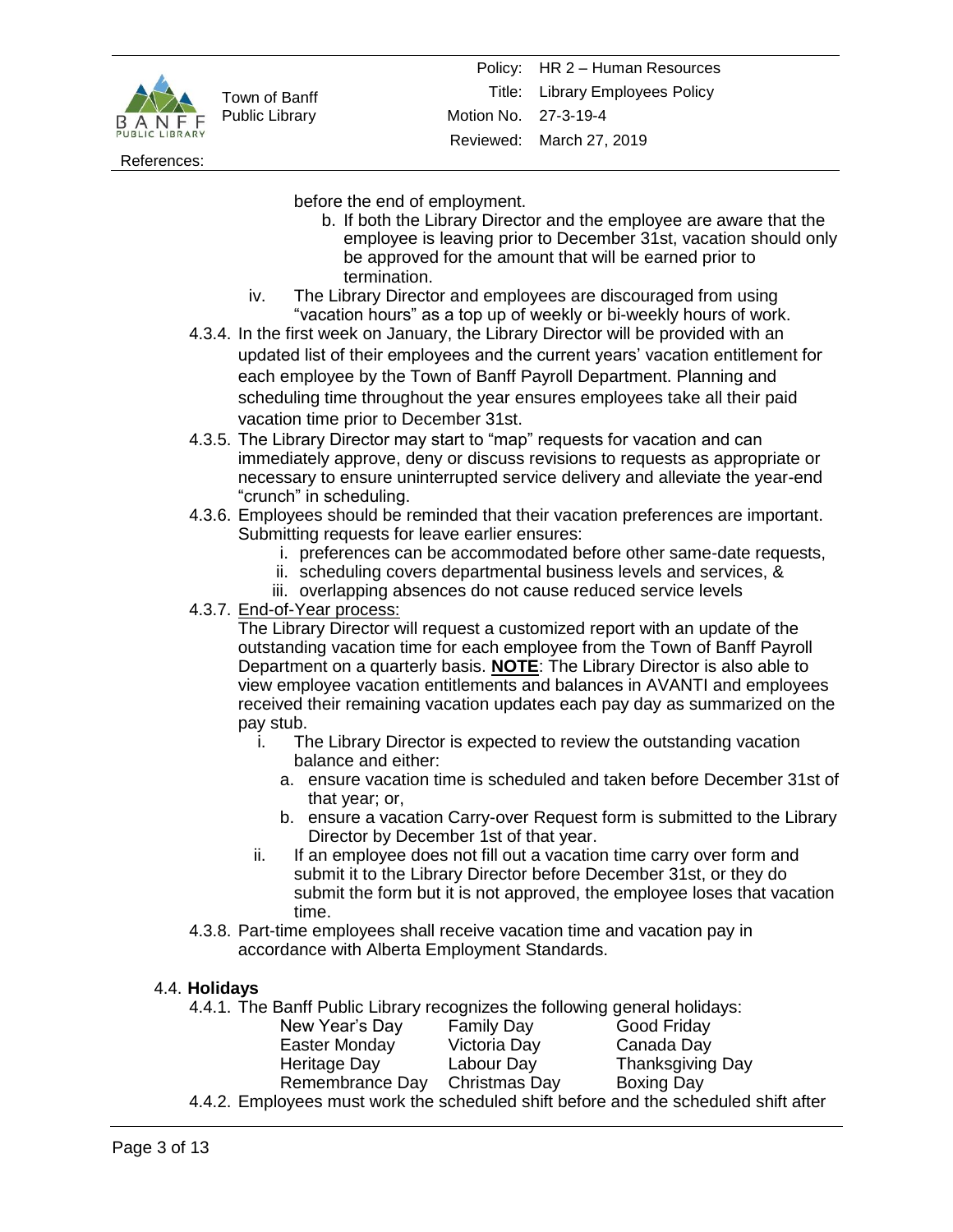before the end of employment.

   b. If both the Library Director and the employee are aware that the employee is leaving prior to December 31st, vacation should only be approved for the amount that will be earned prior to termination.

iv. The Library Director and employees are discouraged from using "vacation hours" as a top up of weekly or bi-weekly hours of work.

4.3.4. In the first week on January, the Library Director will be provided with an updated list of their employees and the current years' vacation entitlement for each employee by the Town of Banff Payroll Department. Planning and scheduling time throughout the year ensures employees take all their paid vacation time prior to December 31st.

4.3.5. The Library Director may start to "map" requests for vacation and can immediately approve, deny or discuss revisions to requests as appropriate or necessary to ensure uninterrupted service delivery and alleviate the year-end "crunch" in scheduling.

4.3.6. Employees should be reminded that their vacation preferences are important. Submitting requests for leave earlier ensures:

   i. preferences can be accommodated before other same-date requests,
   ii. scheduling covers departmental business levels and services, &
   iii. overlapping absences do not cause reduced service levels

4.3.7. End-of-Year process:

The Library Director will request a customized report with an update of the outstanding vacation time for each employee from the Town of Banff Payroll Department on a quarterly basis. **NOTE**: The Library Director is also able to view employee vacation entitlements and balances in AVANTI and employees received their remaining vacation updates each pay day as summarized on the pay stub.

   i. The Library Director is expected to review the outstanding vacation balance and either:
      a. ensure vacation time is scheduled and taken before December 31st of that year; or,
      b. ensure a vacation Carry-over Request form is submitted to the Library Director by December 1st of that year.
   ii. If an employee does not fill out a vacation time carry over form and submit it to the Library Director before December 31st, or they do submit the form but it is not approved, the employee loses that vacation time.

4.3.8. Part-time employees shall receive vacation time and vacation pay in accordance with Alberta Employment Standards.

## 4.4. Holidays

4.4.1. The Banff Public Library recognizes the following general holidays:

| | | |
|---|---|---|
| New Year's Day | Family Day | Good Friday |
| Easter Monday | Victoria Day | Canada Day |
| Heritage Day | Labour Day | Thanksgiving Day |
| Remembrance Day | Christmas Day | Boxing Day |

4.4.2. Employees must work the scheduled shift before and the scheduled shift after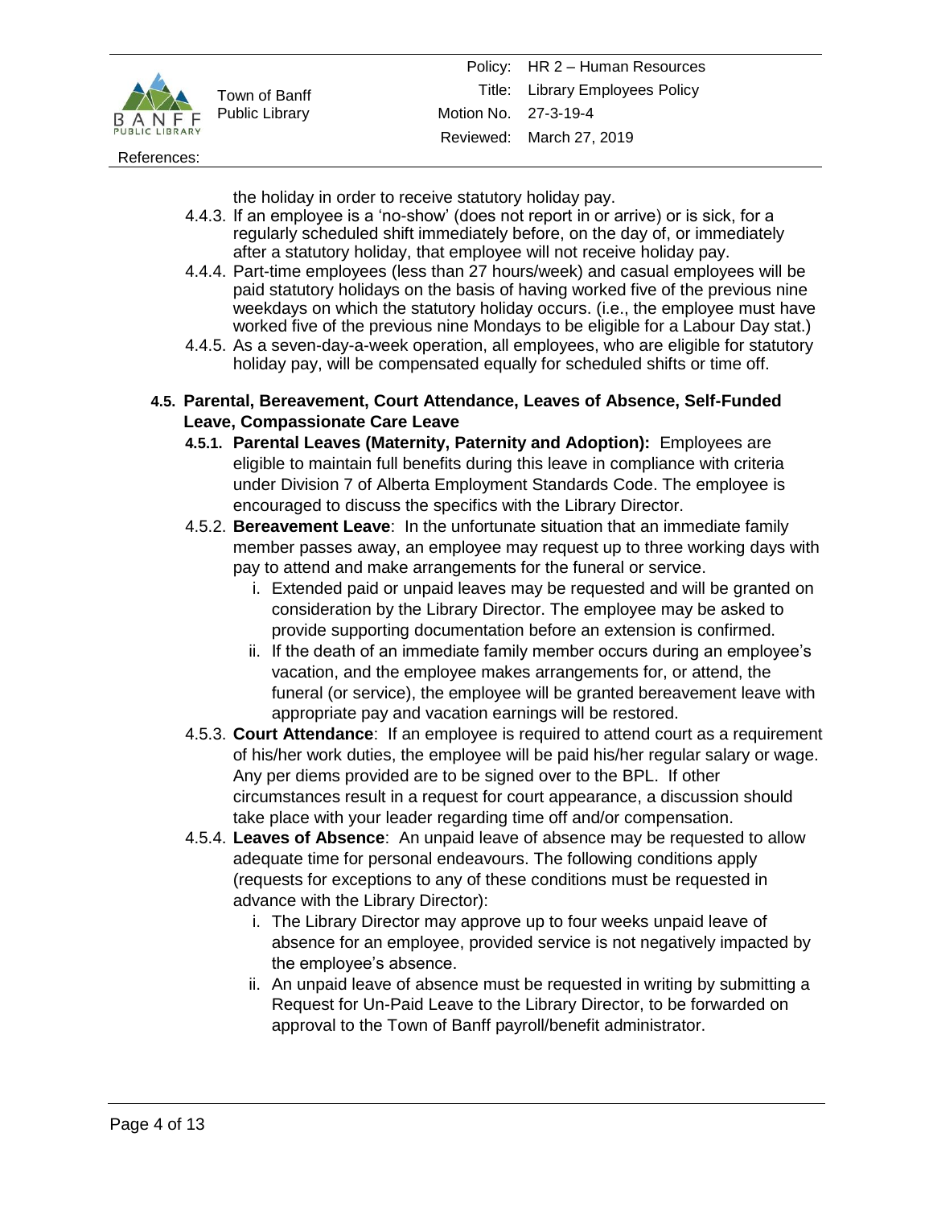the holiday in order to receive statutory holiday pay.

4.4.3. If an employee is a 'no-show' (does not report in or arrive) or is sick, for a regularly scheduled shift immediately before, on the day of, or immediately after a statutory holiday, that employee will not receive holiday pay.

4.4.4. Part-time employees (less than 27 hours/week) and casual employees will be paid statutory holidays on the basis of having worked five of the previous nine weekdays on which the statutory holiday occurs. (i.e., the employee must have worked five of the previous nine Mondays to be eligible for a Labour Day stat.)

4.4.5. As a seven-day-a-week operation, all employees, who are eligible for statutory holiday pay, will be compensated equally for scheduled shifts or time off.

### 4.5. Parental, Bereavement, Court Attendance, Leaves of Absence, Self-Funded Leave, Compassionate Care Leave

**4.5.1. Parental Leaves (Maternity, Paternity and Adoption):** Employees are eligible to maintain full benefits during this leave in compliance with criteria under Division 7 of Alberta Employment Standards Code. The employee is encouraged to discuss the specifics with the Library Director.

4.5.2. **Bereavement Leave**: In the unfortunate situation that an immediate family member passes away, an employee may request up to three working days with pay to attend and make arrangements for the funeral or service.

i. Extended paid or unpaid leaves may be requested and will be granted on consideration by the Library Director. The employee may be asked to provide supporting documentation before an extension is confirmed.

ii. If the death of an immediate family member occurs during an employee's vacation, and the employee makes arrangements for, or attend, the funeral (or service), the employee will be granted bereavement leave with appropriate pay and vacation earnings will be restored.

4.5.3. **Court Attendance**: If an employee is required to attend court as a requirement of his/her work duties, the employee will be paid his/her regular salary or wage. Any per diems provided are to be signed over to the BPL. If other circumstances result in a request for court appearance, a discussion should take place with your leader regarding time off and/or compensation.

4.5.4. **Leaves of Absence**: An unpaid leave of absence may be requested to allow adequate time for personal endeavours. The following conditions apply (requests for exceptions to any of these conditions must be requested in advance with the Library Director):

i. The Library Director may approve up to four weeks unpaid leave of absence for an employee, provided service is not negatively impacted by the employee's absence.

ii. An unpaid leave of absence must be requested in writing by submitting a Request for Un-Paid Leave to the Library Director, to be forwarded on approval to the Town of Banff payroll/benefit administrator.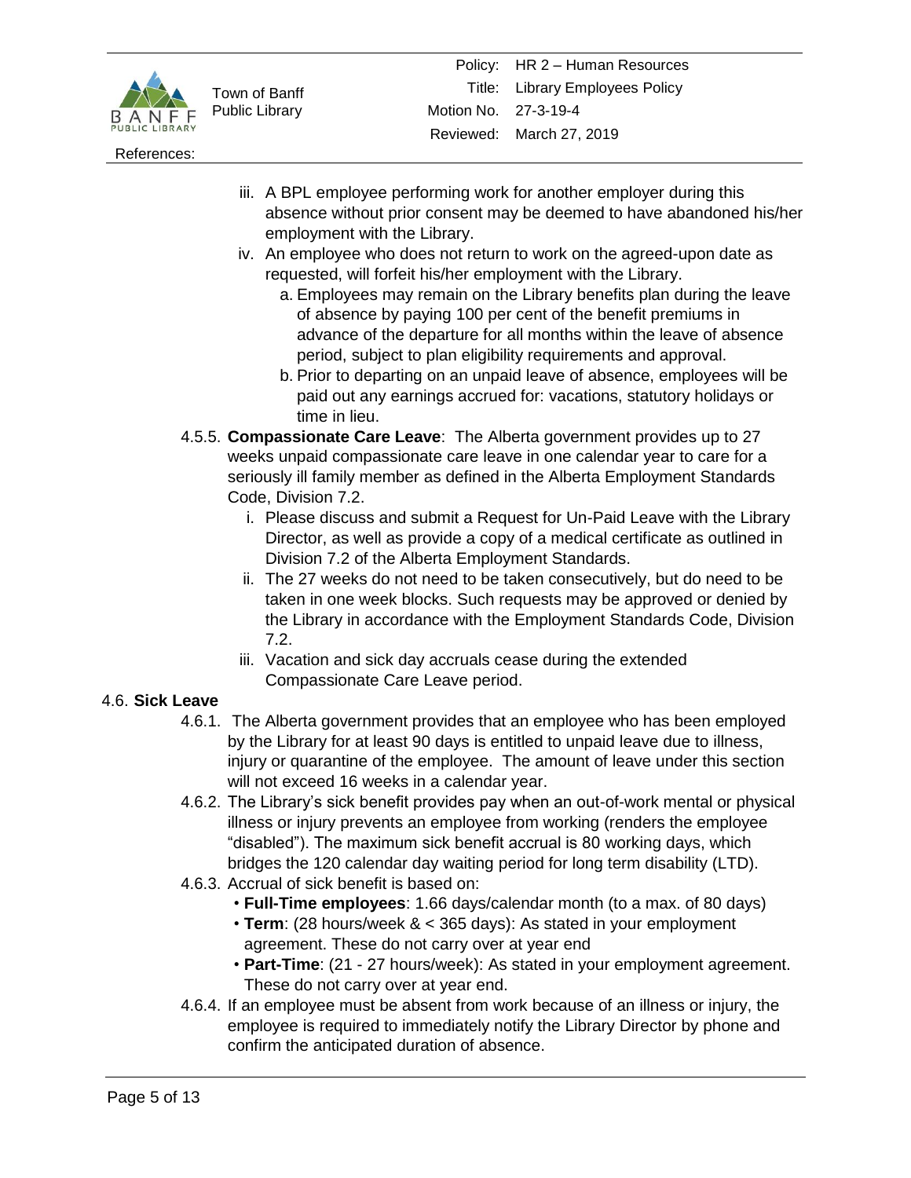iii. A BPL employee performing work for another employer during this absence without prior consent may be deemed to have abandoned his/her employment with the Library.

iv. An employee who does not return to work on the agreed-upon date as requested, will forfeit his/her employment with the Library.

a. Employees may remain on the Library benefits plan during the leave of absence by paying 100 per cent of the benefit premiums in advance of the departure for all months within the leave of absence period, subject to plan eligibility requirements and approval.

b. Prior to departing on an unpaid leave of absence, employees will be paid out any earnings accrued for: vacations, statutory holidays or time in lieu.

4.5.5. **Compassionate Care Leave**: The Alberta government provides up to 27 weeks unpaid compassionate care leave in one calendar year to care for a seriously ill family member as defined in the Alberta Employment Standards Code, Division 7.2.

i. Please discuss and submit a Request for Un-Paid Leave with the Library Director, as well as provide a copy of a medical certificate as outlined in Division 7.2 of the Alberta Employment Standards.

ii. The 27 weeks do not need to be taken consecutively, but do need to be taken in one week blocks. Such requests may be approved or denied by the Library in accordance with the Employment Standards Code, Division 7.2.

iii. Vacation and sick day accruals cease during the extended Compassionate Care Leave period.

4.6. **Sick Leave**

4.6.1. The Alberta government provides that an employee who has been employed by the Library for at least 90 days is entitled to unpaid leave due to illness, injury or quarantine of the employee. The amount of leave under this section will not exceed 16 weeks in a calendar year.

4.6.2. The Library's sick benefit provides pay when an out-of-work mental or physical illness or injury prevents an employee from working (renders the employee "disabled"). The maximum sick benefit accrual is 80 working days, which bridges the 120 calendar day waiting period for long term disability (LTD).

4.6.3. Accrual of sick benefit is based on:

- **Full-Time employees**: 1.66 days/calendar month (to a max. of 80 days)
- **Term**: (28 hours/week & < 365 days): As stated in your employment agreement. These do not carry over at year end
- **Part-Time**: (21 - 27 hours/week): As stated in your employment agreement. These do not carry over at year end.

4.6.4. If an employee must be absent from work because of an illness or injury, the employee is required to immediately notify the Library Director by phone and confirm the anticipated duration of absence.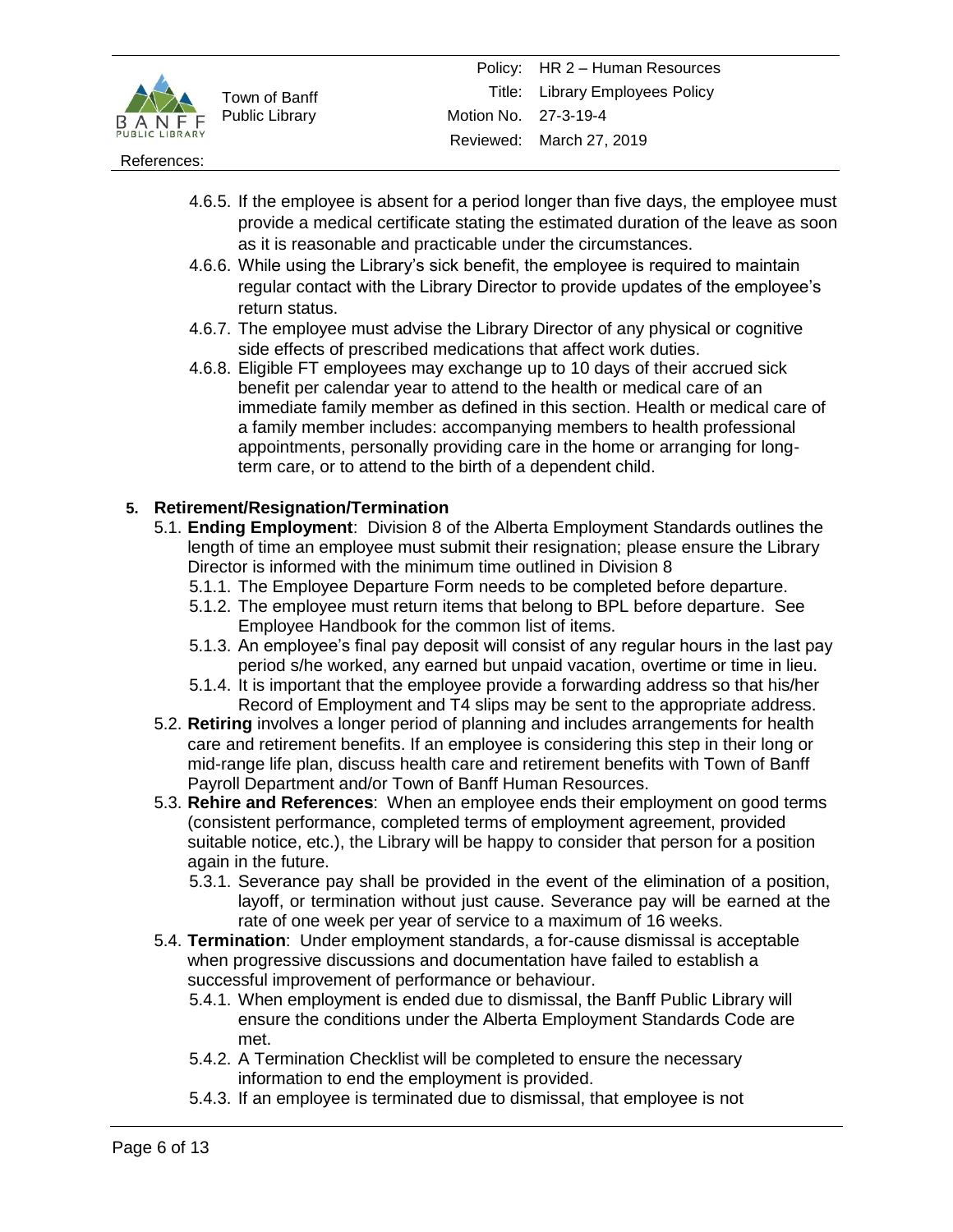4.6.5. If the employee is absent for a period longer than five days, the employee must provide a medical certificate stating the estimated duration of the leave as soon as it is reasonable and practicable under the circumstances.

4.6.6. While using the Library's sick benefit, the employee is required to maintain regular contact with the Library Director to provide updates of the employee's return status.

4.6.7. The employee must advise the Library Director of any physical or cognitive side effects of prescribed medications that affect work duties.

4.6.8. Eligible FT employees may exchange up to 10 days of their accrued sick benefit per calendar year to attend to the health or medical care of an immediate family member as defined in this section. Health or medical care of a family member includes: accompanying members to health professional appointments, personally providing care in the home or arranging for long-term care, or to attend to the birth of a dependent child.

## 5. Retirement/Resignation/Termination

5.1. **Ending Employment**: Division 8 of the Alberta Employment Standards outlines the length of time an employee must submit their resignation; please ensure the Library Director is informed with the minimum time outlined in Division 8

5.1.1. The Employee Departure Form needs to be completed before departure.

5.1.2. The employee must return items that belong to BPL before departure. See Employee Handbook for the common list of items.

5.1.3. An employee's final pay deposit will consist of any regular hours in the last pay period s/he worked, any earned but unpaid vacation, overtime or time in lieu.

5.1.4. It is important that the employee provide a forwarding address so that his/her Record of Employment and T4 slips may be sent to the appropriate address.

5.2. **Retiring** involves a longer period of planning and includes arrangements for health care and retirement benefits. If an employee is considering this step in their long or mid-range life plan, discuss health care and retirement benefits with Town of Banff Payroll Department and/or Town of Banff Human Resources.

5.3. **Rehire and References**: When an employee ends their employment on good terms (consistent performance, completed terms of employment agreement, provided suitable notice, etc.), the Library will be happy to consider that person for a position again in the future.

5.3.1. Severance pay shall be provided in the event of the elimination of a position, layoff, or termination without just cause. Severance pay will be earned at the rate of one week per year of service to a maximum of 16 weeks.

5.4. **Termination**: Under employment standards, a for-cause dismissal is acceptable when progressive discussions and documentation have failed to establish a successful improvement of performance or behaviour.

5.4.1. When employment is ended due to dismissal, the Banff Public Library will ensure the conditions under the Alberta Employment Standards Code are met.

5.4.2. A Termination Checklist will be completed to ensure the necessary information to end the employment is provided.

5.4.3. If an employee is terminated due to dismissal, that employee is not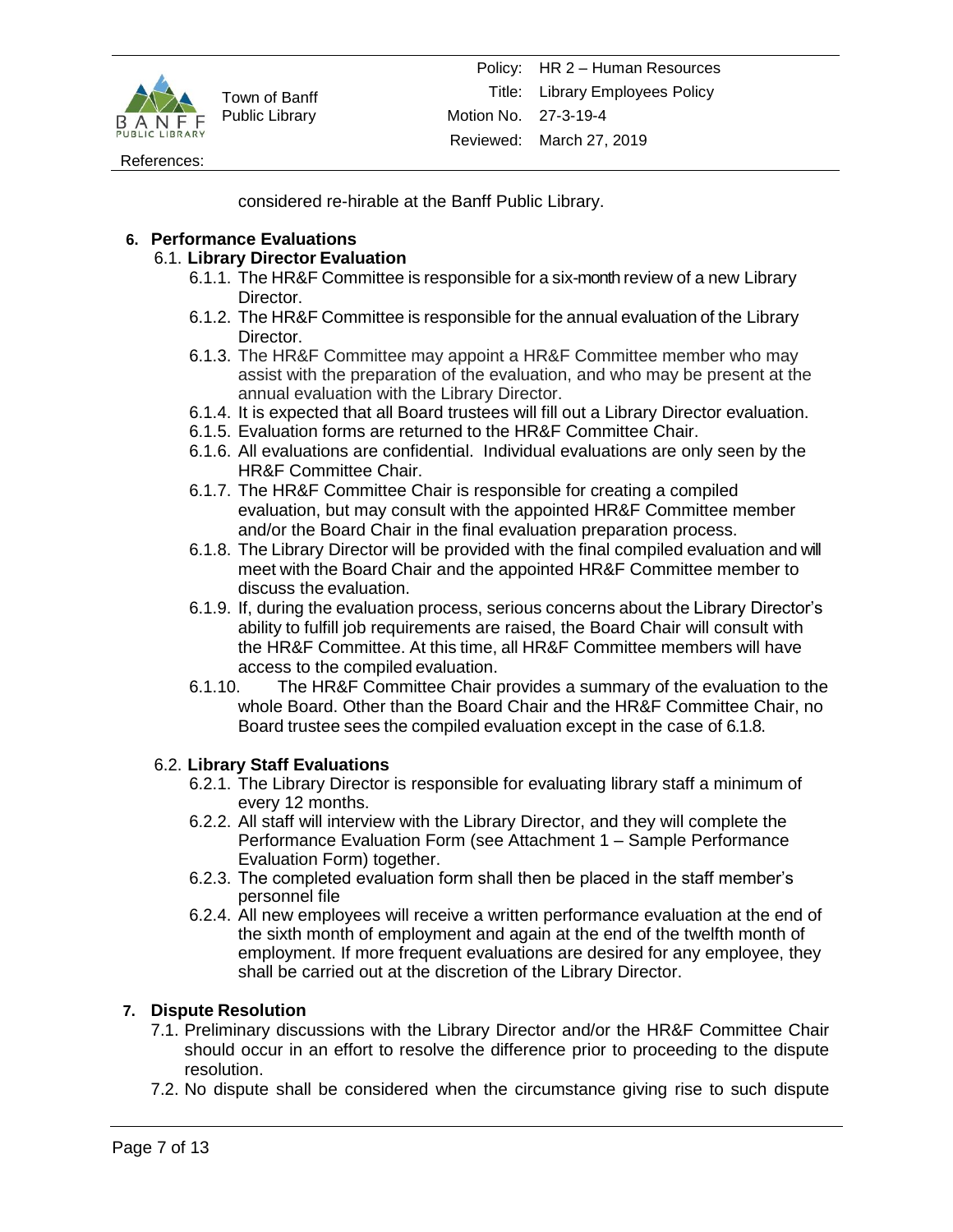considered re-hirable at the Banff Public Library.

**6. Performance Evaluations**

6.1. **Library Director Evaluation**

6.1.1. The HR&F Committee is responsible for a six-month review of a new Library Director.

6.1.2. The HR&F Committee is responsible for the annual evaluation of the Library Director.

6.1.3. The HR&F Committee may appoint a HR&F Committee member who may assist with the preparation of the evaluation, and who may be present at the annual evaluation with the Library Director.

6.1.4. It is expected that all Board trustees will fill out a Library Director evaluation.

6.1.5. Evaluation forms are returned to the HR&F Committee Chair.

6.1.6. All evaluations are confidential. Individual evaluations are only seen by the HR&F Committee Chair.

6.1.7. The HR&F Committee Chair is responsible for creating a compiled evaluation, but may consult with the appointed HR&F Committee member and/or the Board Chair in the final evaluation preparation process.

6.1.8. The Library Director will be provided with the final compiled evaluation and will meet with the Board Chair and the appointed HR&F Committee member to discuss the evaluation.

6.1.9. If, during the evaluation process, serious concerns about the Library Director's ability to fulfill job requirements are raised, the Board Chair will consult with the HR&F Committee. At this time, all HR&F Committee members will have access to the compiled evaluation.

6.1.10. The HR&F Committee Chair provides a summary of the evaluation to the whole Board. Other than the Board Chair and the HR&F Committee Chair, no Board trustee sees the compiled evaluation except in the case of 6.1.8.

6.2. **Library Staff Evaluations**

6.2.1. The Library Director is responsible for evaluating library staff a minimum of every 12 months.

6.2.2. All staff will interview with the Library Director, and they will complete the Performance Evaluation Form (see Attachment 1 – Sample Performance Evaluation Form) together.

6.2.3. The completed evaluation form shall then be placed in the staff member's personnel file

6.2.4. All new employees will receive a written performance evaluation at the end of the sixth month of employment and again at the end of the twelfth month of employment. If more frequent evaluations are desired for any employee, they shall be carried out at the discretion of the Library Director.

**7. Dispute Resolution**

7.1. Preliminary discussions with the Library Director and/or the HR&F Committee Chair should occur in an effort to resolve the difference prior to proceeding to the dispute resolution.

7.2. No dispute shall be considered when the circumstance giving rise to such dispute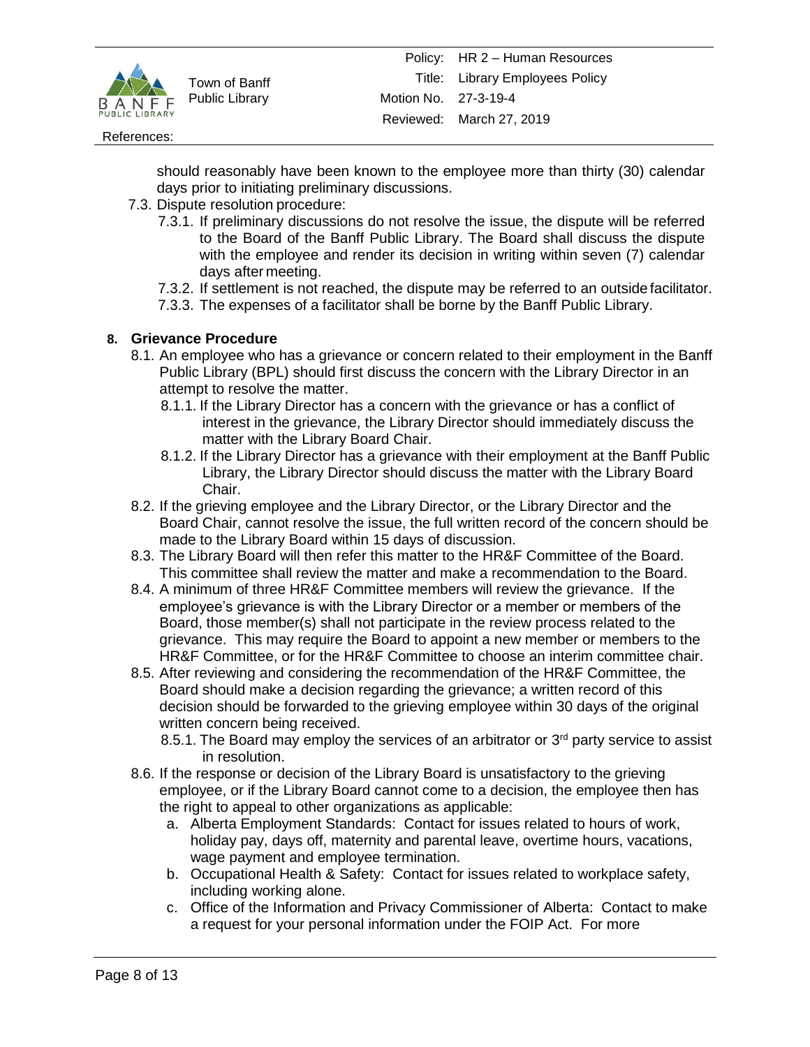should reasonably have been known to the employee more than thirty (30) calendar days prior to initiating preliminary discussions.

7.3. Dispute resolution procedure:

7.3.1. If preliminary discussions do not resolve the issue, the dispute will be referred to the Board of the Banff Public Library. The Board shall discuss the dispute with the employee and render its decision in writing within seven (7) calendar days after meeting.

7.3.2. If settlement is not reached, the dispute may be referred to an outside facilitator.

7.3.3. The expenses of a facilitator shall be borne by the Banff Public Library.

## 8. Grievance Procedure

8.1. An employee who has a grievance or concern related to their employment in the Banff Public Library (BPL) should first discuss the concern with the Library Director in an attempt to resolve the matter.

8.1.1. If the Library Director has a concern with the grievance or has a conflict of interest in the grievance, the Library Director should immediately discuss the matter with the Library Board Chair.

8.1.2. If the Library Director has a grievance with their employment at the Banff Public Library, the Library Director should discuss the matter with the Library Board Chair.

8.2. If the grieving employee and the Library Director, or the Library Director and the Board Chair, cannot resolve the issue, the full written record of the concern should be made to the Library Board within 15 days of discussion.

8.3. The Library Board will then refer this matter to the HR&F Committee of the Board. This committee shall review the matter and make a recommendation to the Board.

8.4. A minimum of three HR&F Committee members will review the grievance. If the employee's grievance is with the Library Director or a member or members of the Board, those member(s) shall not participate in the review process related to the grievance. This may require the Board to appoint a new member or members to the HR&F Committee, or for the HR&F Committee to choose an interim committee chair.

8.5. After reviewing and considering the recommendation of the HR&F Committee, the Board should make a decision regarding the grievance; a written record of this decision should be forwarded to the grieving employee within 30 days of the original written concern being received.

8.5.1. The Board may employ the services of an arbitrator or 3rd party service to assist in resolution.

8.6. If the response or decision of the Library Board is unsatisfactory to the grieving employee, or if the Library Board cannot come to a decision, the employee then has the right to appeal to other organizations as applicable:

a. Alberta Employment Standards: Contact for issues related to hours of work, holiday pay, days off, maternity and parental leave, overtime hours, vacations, wage payment and employee termination.

b. Occupational Health & Safety: Contact for issues related to workplace safety, including working alone.

c. Office of the Information and Privacy Commissioner of Alberta: Contact to make a request for your personal information under the FOIP Act. For more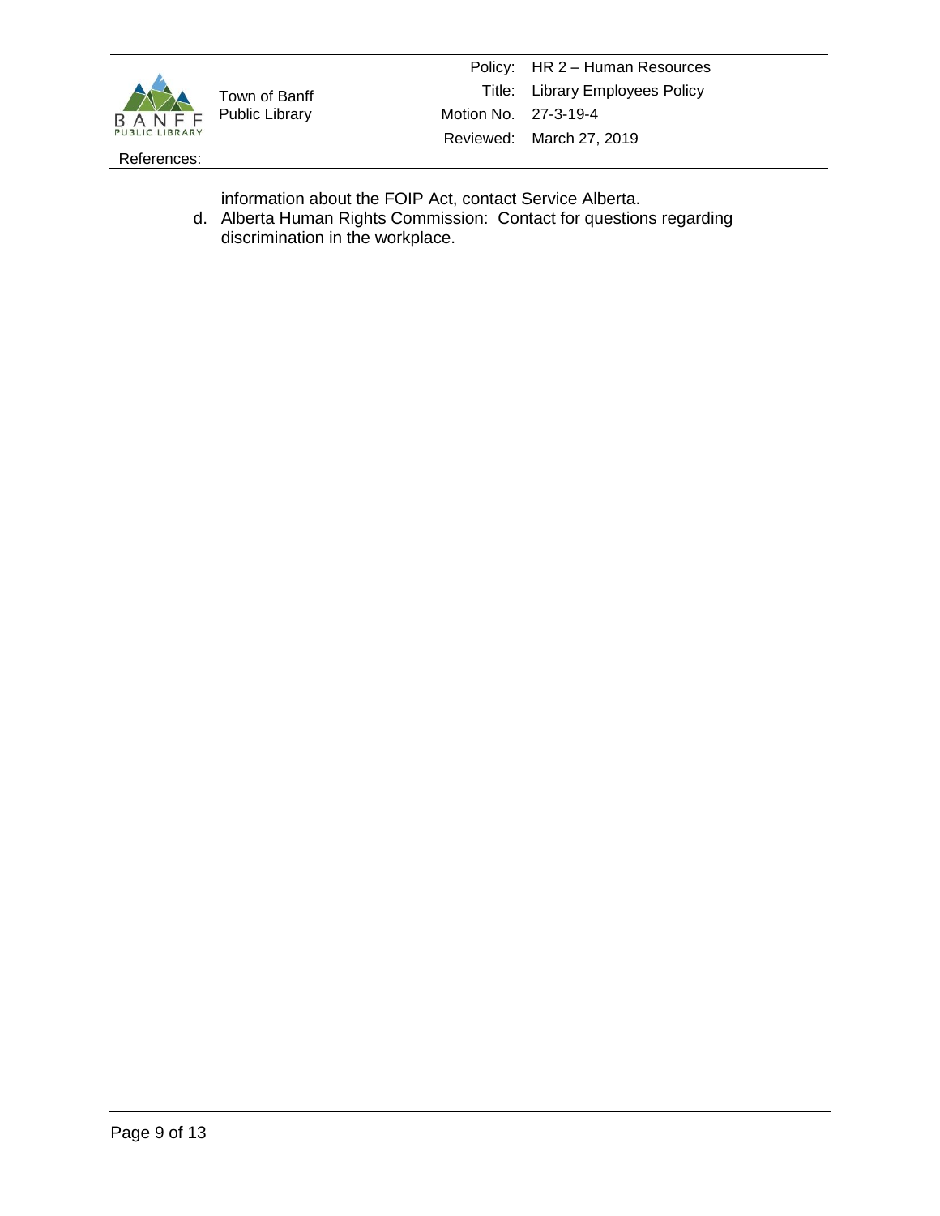information about the FOIP Act, contact Service Alberta.

d. Alberta Human Rights Commission: Contact for questions regarding discrimination in the workplace.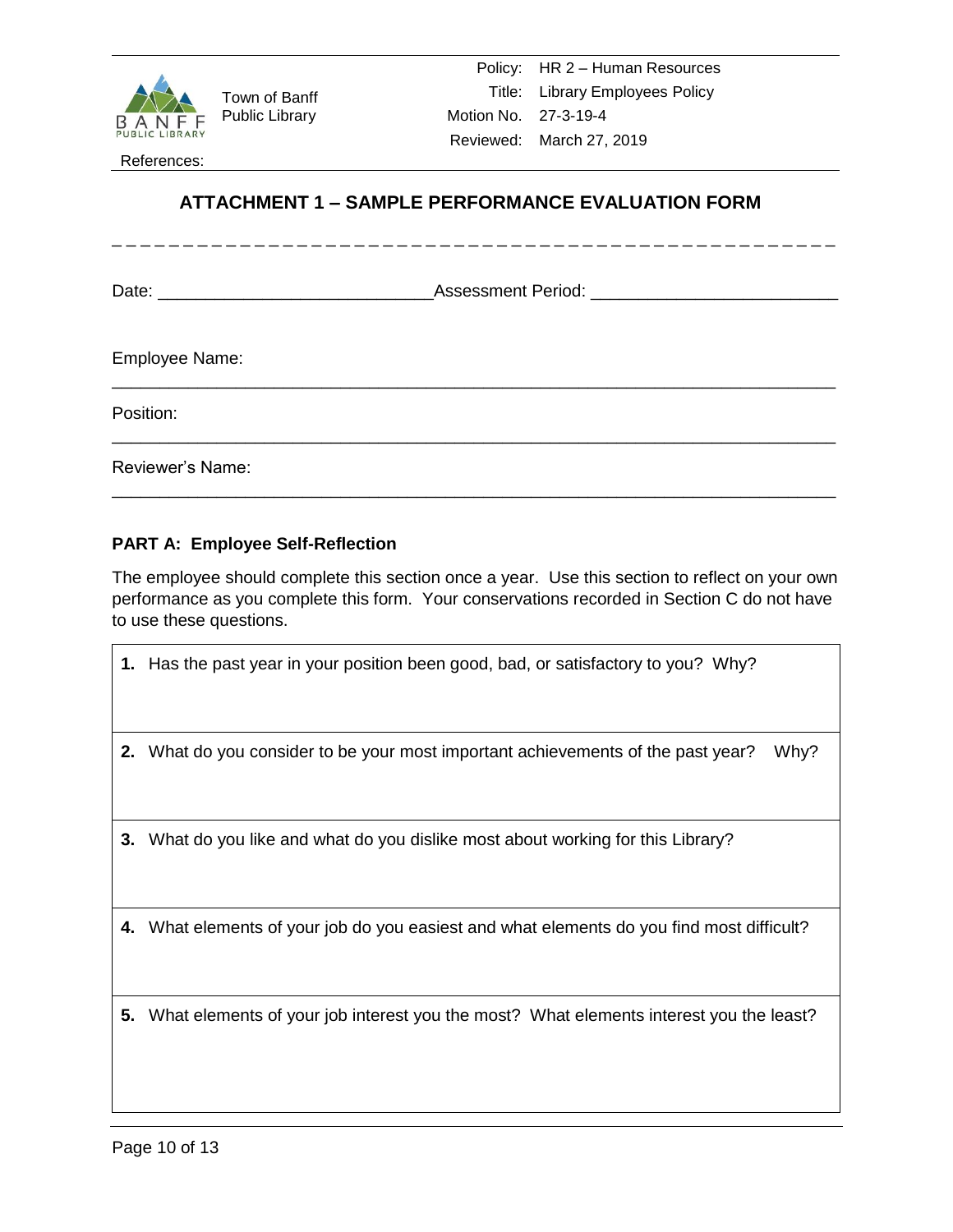## ATTACHMENT 1 – SAMPLE PERFORMANCE EVALUATION FORM

Date: ____________________________ Assessment Period: _________________________

Employee Name: ______________________________________________________________

Position: ______________________________________________________________

Reviewer's Name: ______________________________________________________________

**PART A: Employee Self-Reflection**

The employee should complete this section once a year. Use this section to reflect on your own performance as you complete this form. Your conservations recorded in Section C do not have to use these questions.

| |
|---|
| **1.** Has the past year in your position been good, bad, or satisfactory to you? Why? |
| **2.** What do you consider to be your most important achievements of the past year? Why? |
| **3.** What do you like and what do you dislike most about working for this Library? |
| **4.** What elements of your job do you easiest and what elements do you find most difficult? |
| **5.** What elements of your job interest you the most? What elements interest you the least? |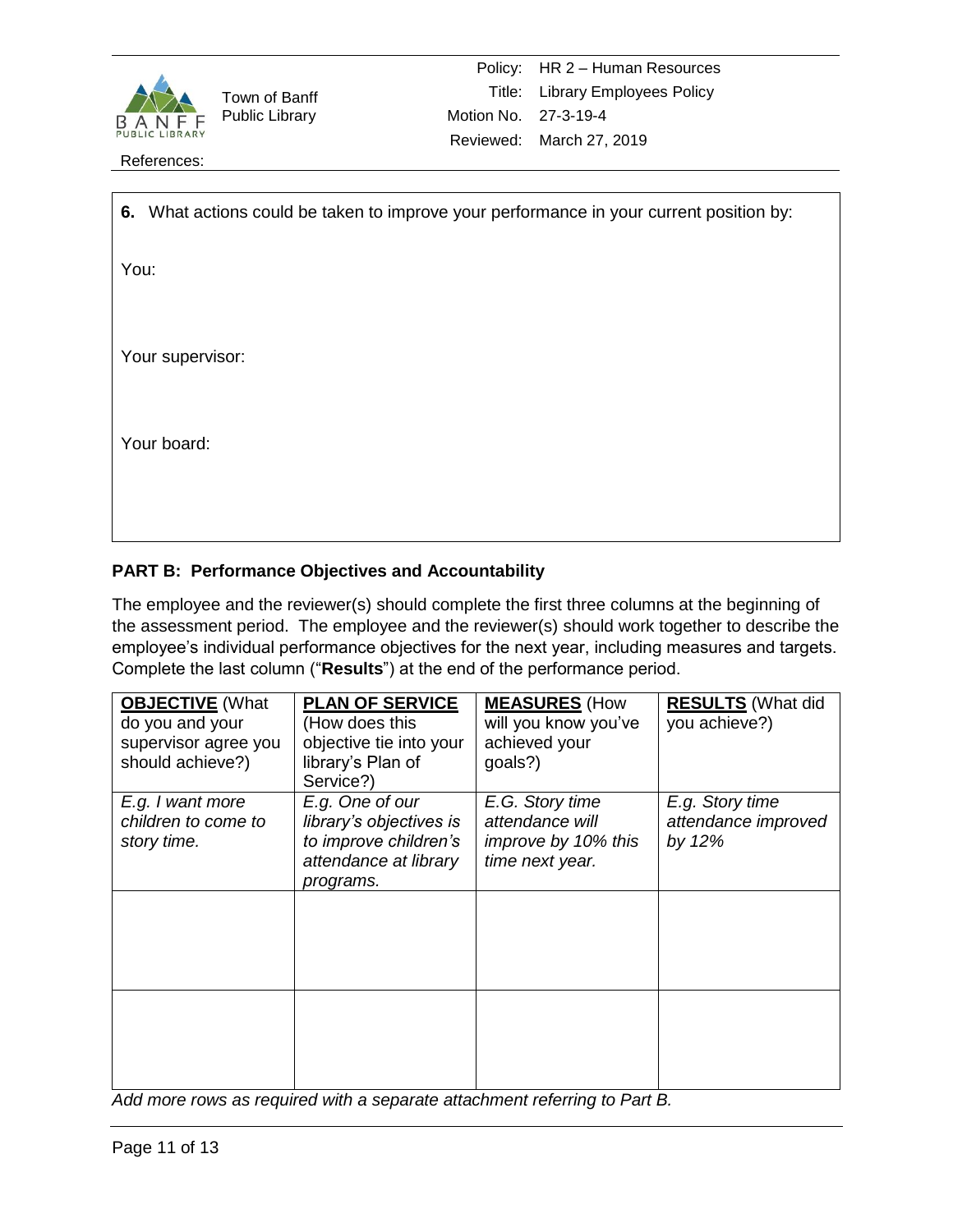**6.** What actions could be taken to improve your performance in your current position by:

You:

Your supervisor:

Your board:

**PART B: Performance Objectives and Accountability**

The employee and the reviewer(s) should complete the first three columns at the beginning of the assessment period. The employee and the reviewer(s) should work together to describe the employee's individual performance objectives for the next year, including measures and targets. Complete the last column ("**Results**") at the end of the performance period.

| **OBJECTIVE** (What do you and your supervisor agree you should achieve?) | **PLAN OF SERVICE** (How does this objective tie into your library's Plan of Service?) | **MEASURES** (How will you know you've achieved your goals?) | **RESULTS** (What did you achieve?) |
|---|---|---|---|
| *E.g. I want more children to come to story time.* | *E.g. One of our library's objectives is to improve children's attendance at library programs.* | *E.G. Story time attendance will improve by 10% this time next year.* | *E.g. Story time attendance improved by 12%* |
| | | | |
| | | | |

*Add more rows as required with a separate attachment referring to Part B.*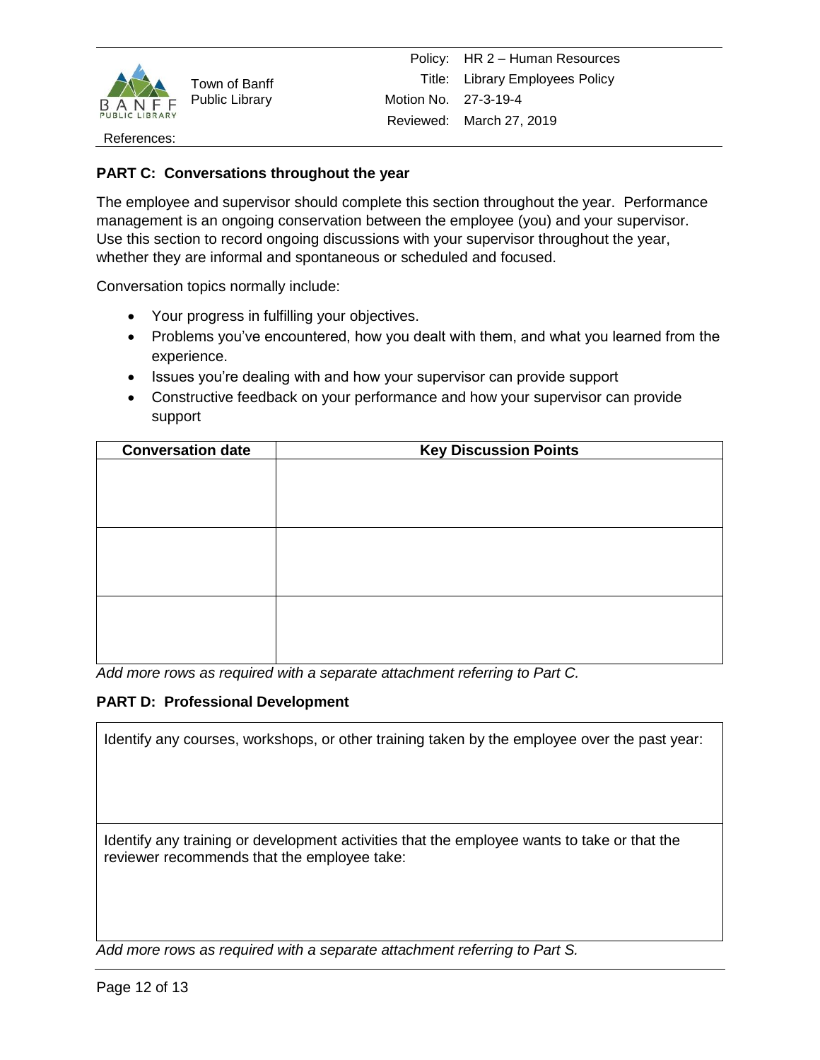## PART C: Conversations throughout the year

The employee and supervisor should complete this section throughout the year. Performance management is an ongoing conservation between the employee (you) and your supervisor. Use this section to record ongoing discussions with your supervisor throughout the year, whether they are informal and spontaneous or scheduled and focused.

Conversation topics normally include:

- Your progress in fulfilling your objectives.
- Problems you've encountered, how you dealt with them, and what you learned from the experience.
- Issues you're dealing with and how your supervisor can provide support
- Constructive feedback on your performance and how your supervisor can provide support

| Conversation date | Key Discussion Points |
|---|---|
| | |
| | |
| | |

*Add more rows as required with a separate attachment referring to Part C.*

## PART D: Professional Development

| Identify any courses, workshops, or other training taken by the employee over the past year: |
|---|
| Identify any training or development activities that the employee wants to take or that the reviewer recommends that the employee take: |

*Add more rows as required with a separate attachment referring to Part S.*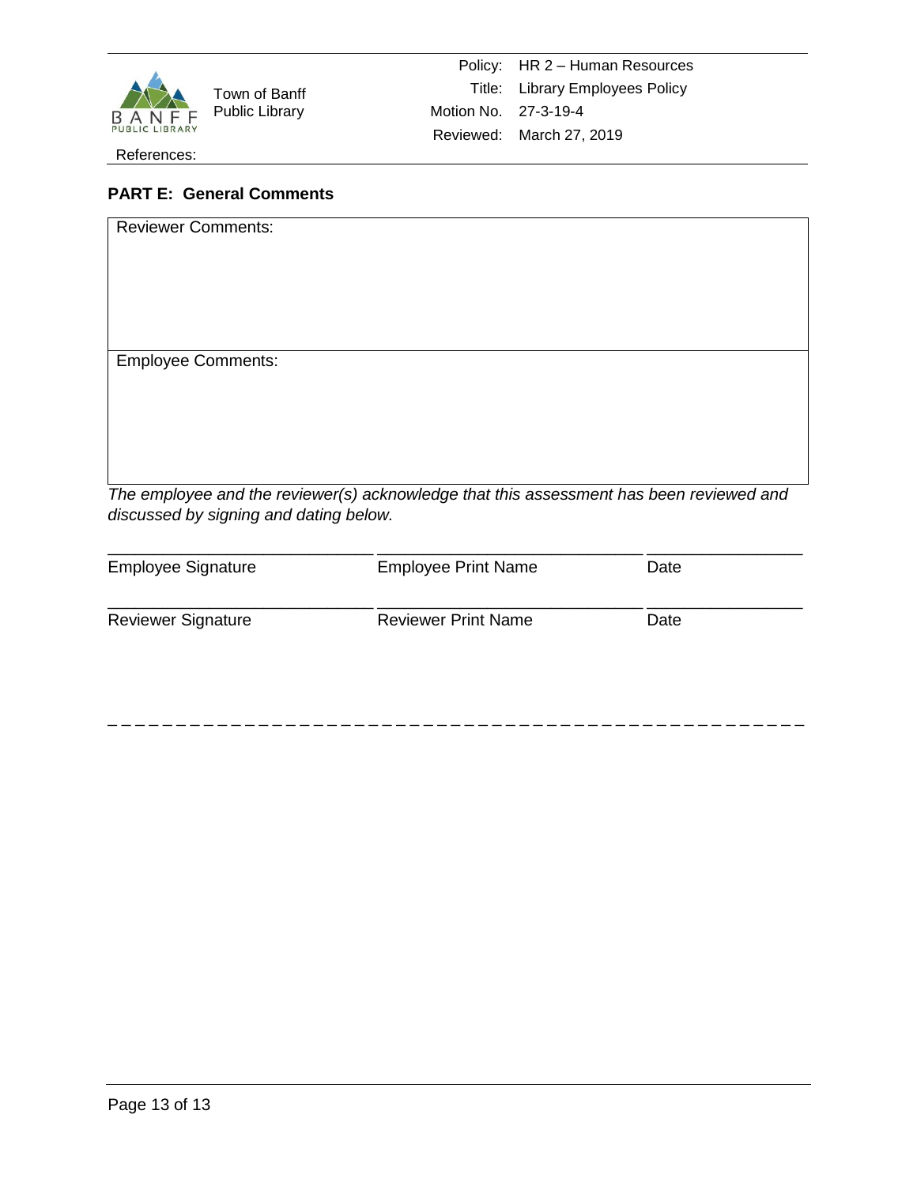## PART E: General Comments

| |
|---|
| Reviewer Comments: |
| Employee Comments: |

*The employee and the reviewer(s) acknowledge that this assessment has been reviewed and discussed by signing and dating below.*

| | | |
|---|---|---|
| ______________________________ | ______________________________ | ________________ |
| Employee Signature | Employee Print Name | Date |
| ______________________________ | ______________________________ | ________________ |
| Reviewer Signature | Reviewer Print Name | Date |

– – – – – – – – – – – – – – – – – – – – – – – – – – – – – – – – – – – – – – – – – – – – – – – – – – – – – – – –